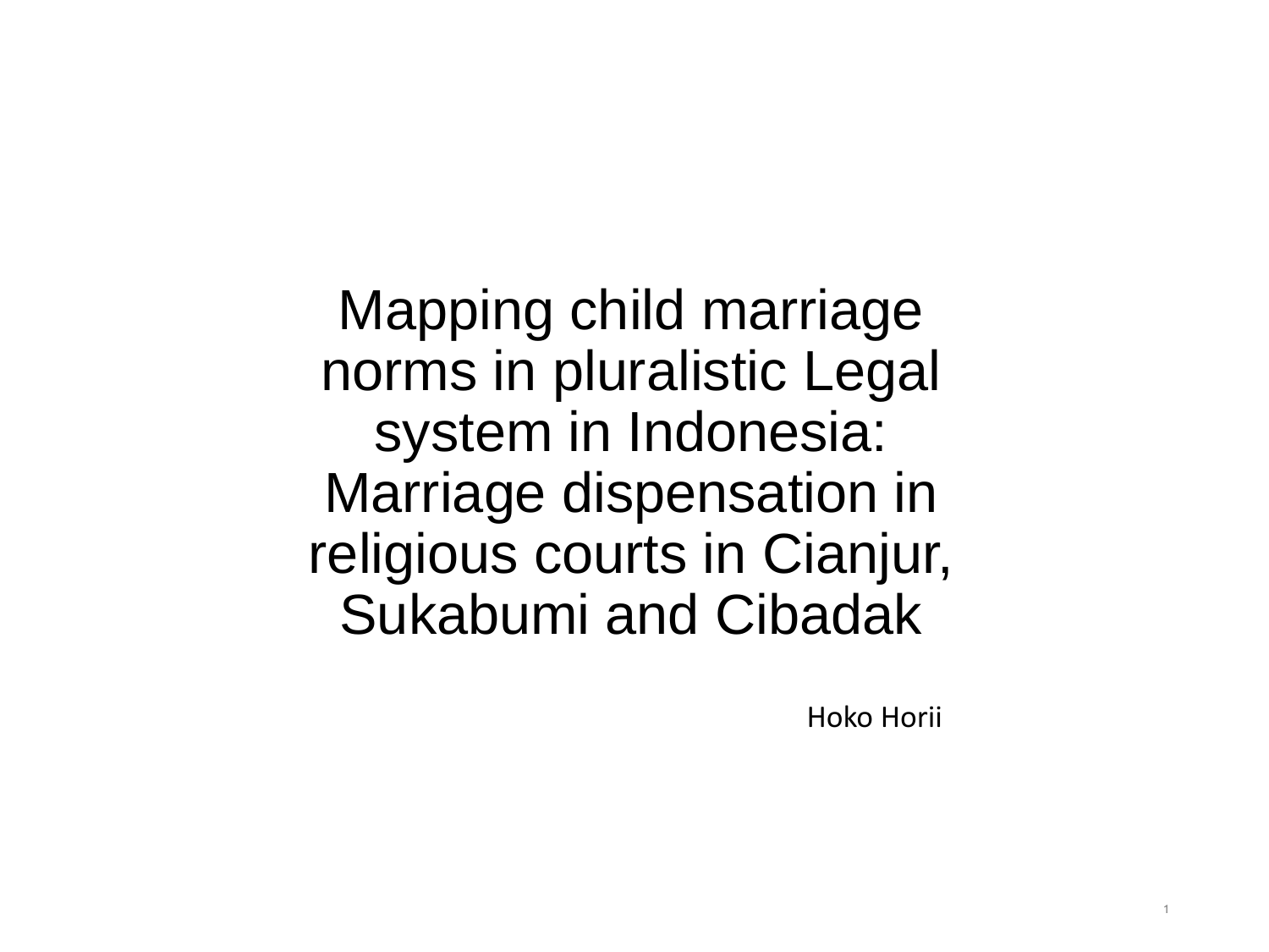# Mapping child marriage norms in pluralistic Legal system in Indonesia: Marriage dispensation in religious courts in Cianjur, Sukabumi and Cibadak

Hoko Horii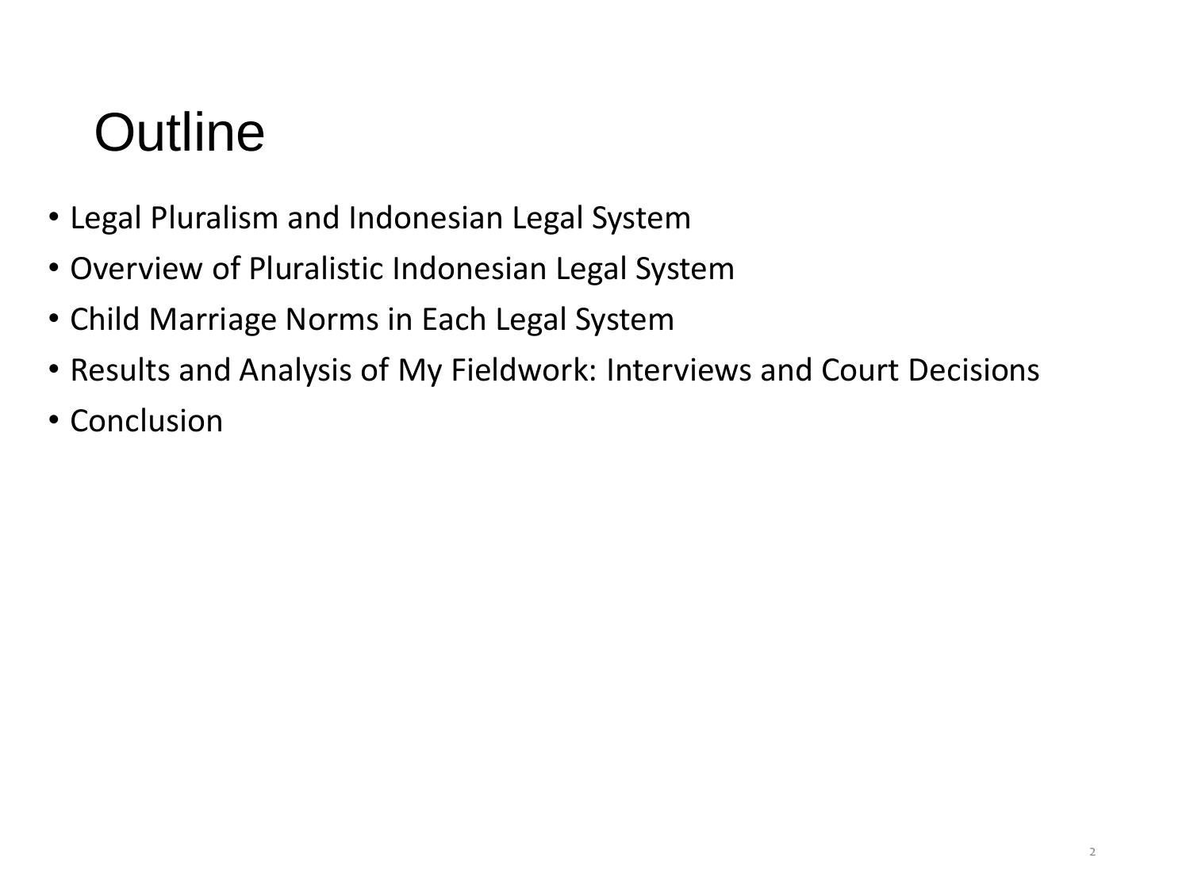# Outline

- Legal Pluralism and Indonesian Legal System
- Overview of Pluralistic Indonesian Legal System
- Child Marriage Norms in Each Legal System
- Results and Analysis of My Fieldwork: Interviews and Court Decisions
- Conclusion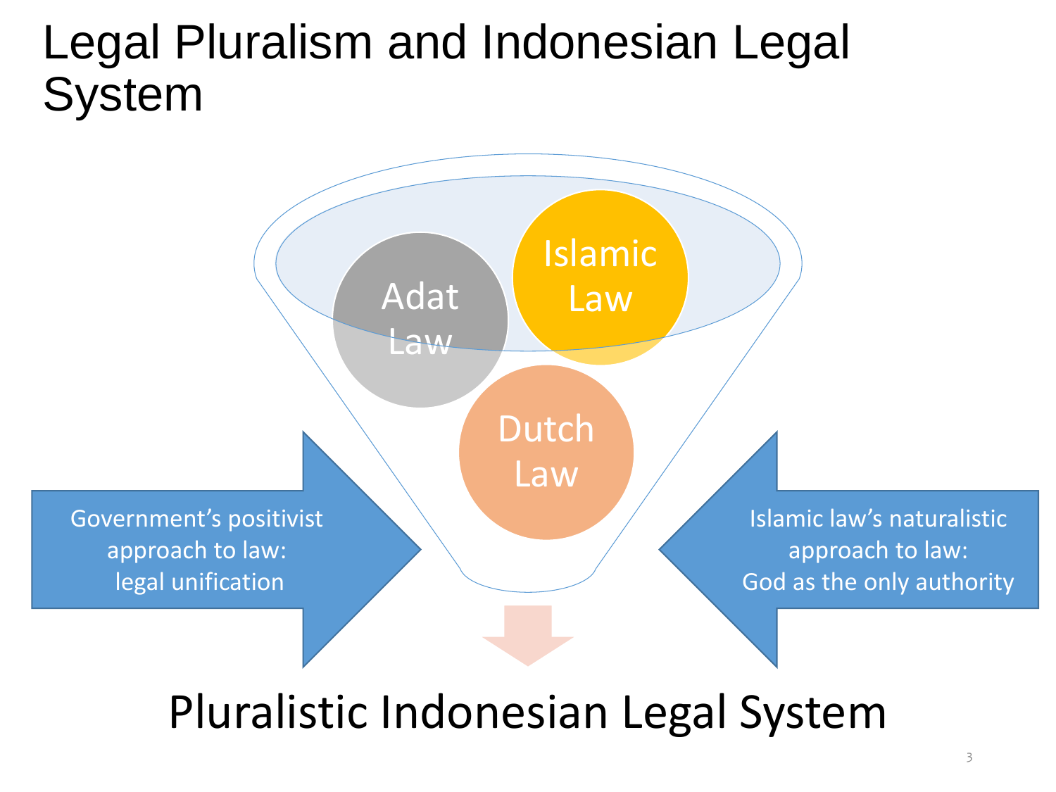# Legal Pluralism and Indonesian Legal System

Adat Law

Islamic Law

Dutch Law

Government's positivist approach to law: legal unification

Islamic law's naturalistic approach to law: God as the only authority

Pluralistic Indonesian Legal System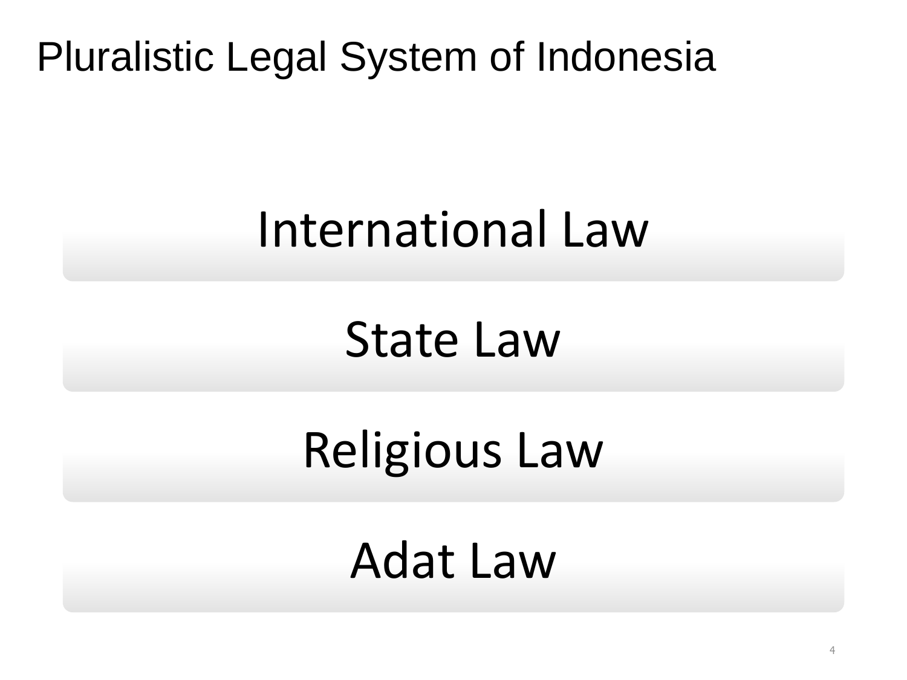# Pluralistic Legal System of Indonesia

- International Law
- State Law
- Religious Law
- Adat Law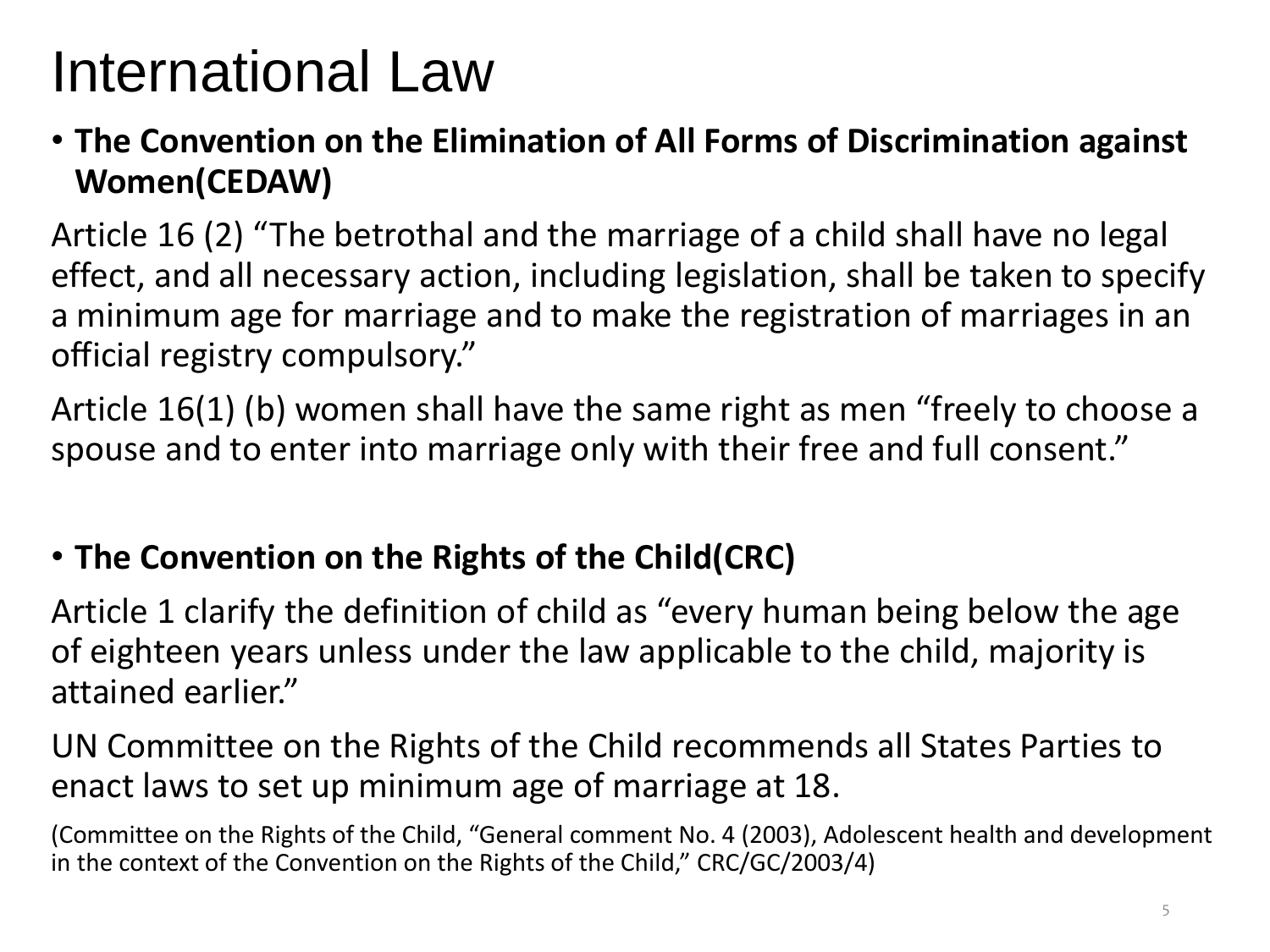# International Law

- **The Convention on the Elimination of All Forms of Discrimination against Women(CEDAW)**

Article 16 (2) “The betrothal and the marriage of a child shall have no legal effect, and all necessary action, including legislation, shall be taken to specify a minimum age for marriage and to make the registration of marriages in an official registry compulsory.”

Article 16(1) (b) women shall have the same right as men “freely to choose a spouse and to enter into marriage only with their free and full consent.”

- **The Convention on the Rights of the Child(CRC)**

Article 1 clarify the definition of child as “every human being below the age of eighteen years unless under the law applicable to the child, majority is attained earlier.”

UN Committee on the Rights of the Child recommends all States Parties to enact laws to set up minimum age of marriage at 18.

(Committee on the Rights of the Child, “General comment No. 4 (2003), Adolescent health and development in the context of the Convention on the Rights of the Child,” CRC/GC/2003/4)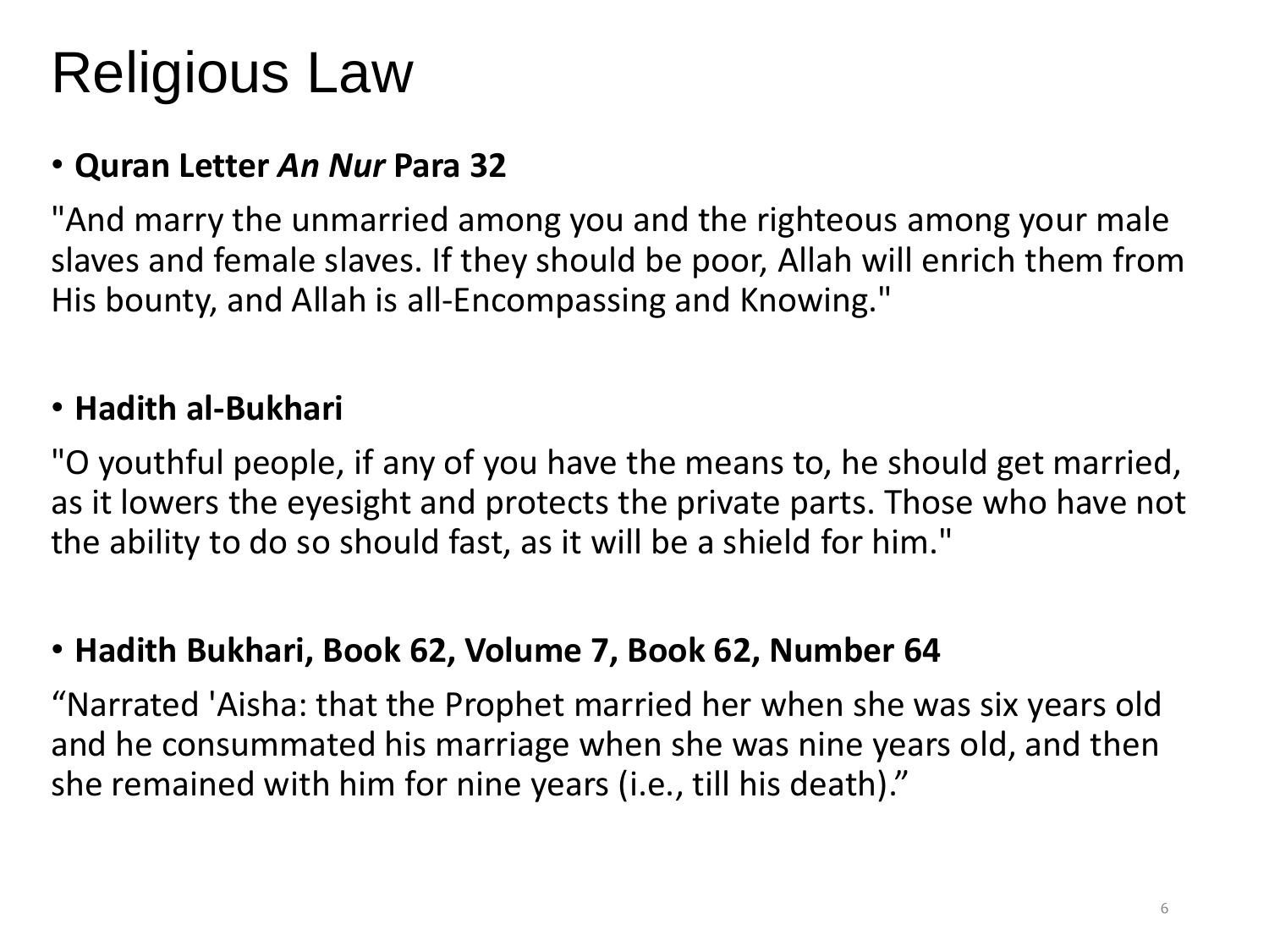# Religious Law

- **Quran Letter *An Nur* Para 32**

"And marry the unmarried among you and the righteous among your male slaves and female slaves. If they should be poor, Allah will enrich them from His bounty, and Allah is all-Encompassing and Knowing."

- **Hadith al-Bukhari**

"O youthful people, if any of you have the means to, he should get married, as it lowers the eyesight and protects the private parts. Those who have not the ability to do so should fast, as it will be a shield for him."

- **Hadith Bukhari, Book 62, Volume 7, Book 62, Number 64**

"Narrated 'Aisha: that the Prophet married her when she was six years old and he consummated his marriage when she was nine years old, and then she remained with him for nine years (i.e., till his death)."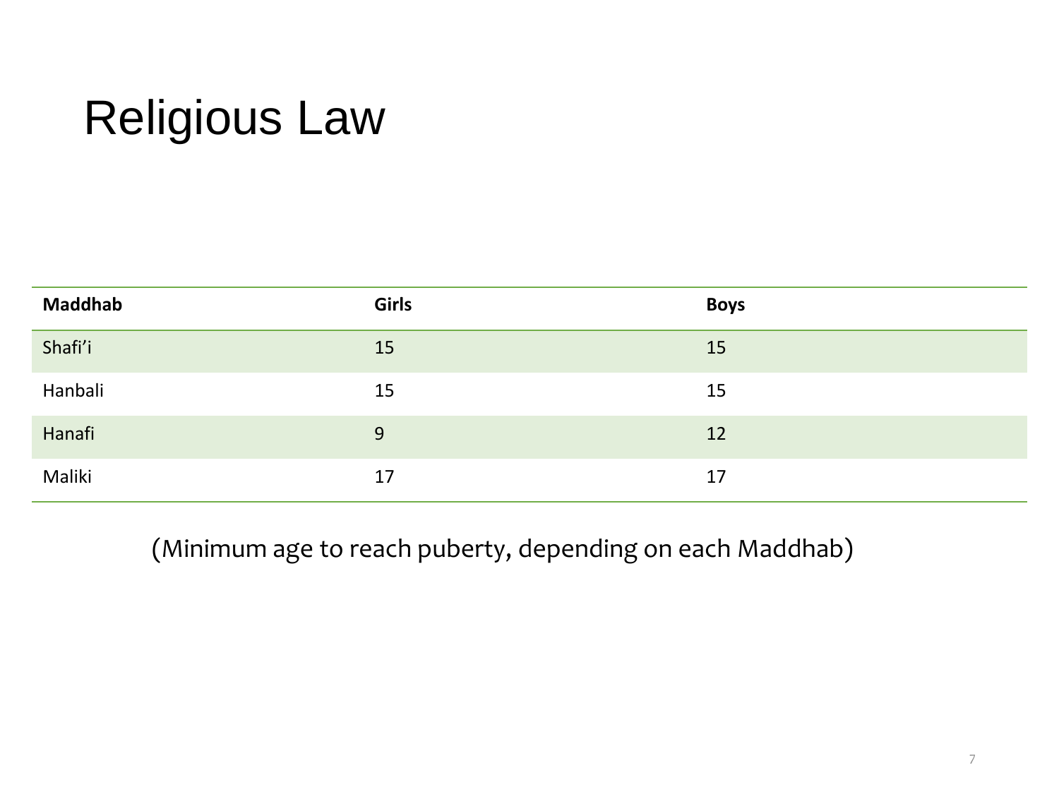# Religious Law

| Maddhab | Girls | Boys |
|---|---|---|
| Shafi'i | 15 | 15 |
| Hanbali | 15 | 15 |
| Hanafi | 9 | 12 |
| Maliki | 17 | 17 |

(Minimum age to reach puberty, depending on each Maddhab)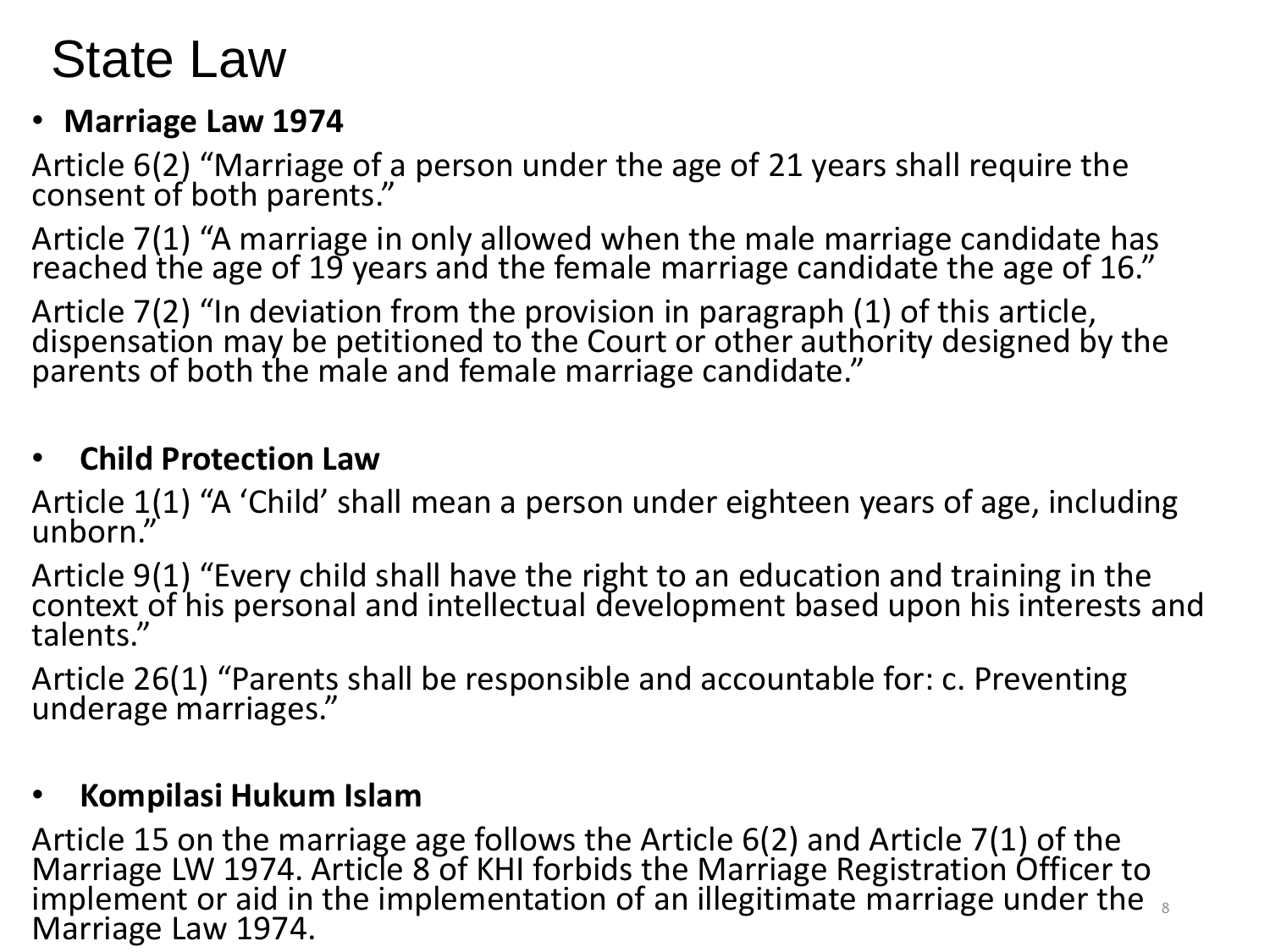# State Law

- **Marriage Law 1974**

Article 6(2) “Marriage of a person under the age of 21 years shall require the consent of both parents.”

Article 7(1) “A marriage in only allowed when the male marriage candidate has reached the age of 19 years and the female marriage candidate the age of 16.”

Article 7(2) “In deviation from the provision in paragraph (1) of this article, dispensation may be petitioned to the Court or other authority designed by the parents of both the male and female marriage candidate.”

- **Child Protection Law**

Article 1(1) “A ‘Child’ shall mean a person under eighteen years of age, including unborn.”

Article 9(1) “Every child shall have the right to an education and training in the context of his personal and intellectual development based upon his interests and talents.”

Article 26(1) “Parents shall be responsible and accountable for: c. Preventing underage marriages.”

- **Kompilasi Hukum Islam**

Article 15 on the marriage age follows the Article 6(2) and Article 7(1) of the Marriage LW 1974. Article 8 of KHI forbids the Marriage Registration Officer to implement or aid in the implementation of an illegitimate marriage under the Marriage Law 1974.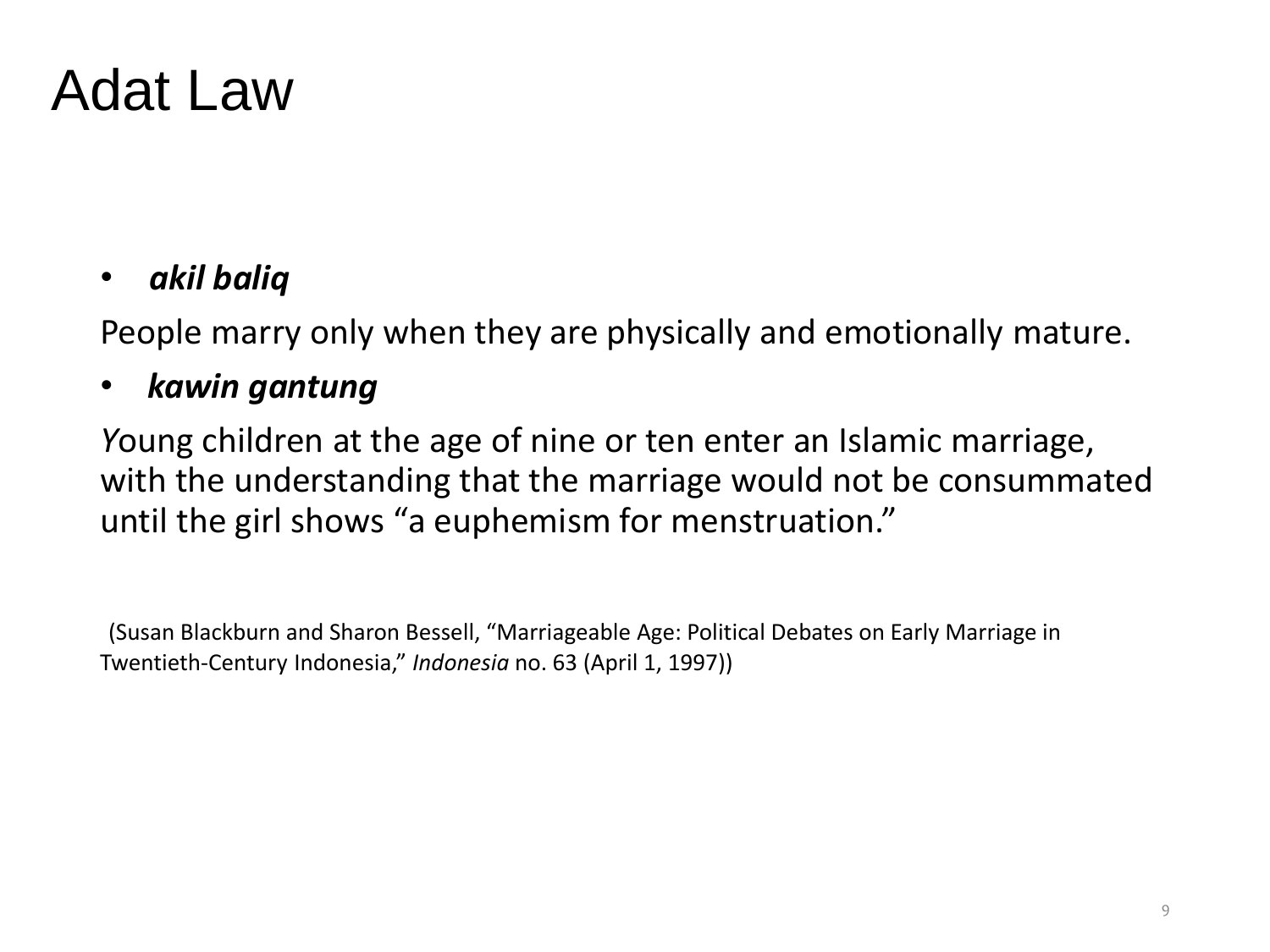# Adat Law

- ***akil baliq***

People marry only when they are physically and emotionally mature.

- ***kawin gantung***

*Y*oung children at the age of nine or ten enter an Islamic marriage, with the understanding that the marriage would not be consummated until the girl shows "a euphemism for menstruation."

(Susan Blackburn and Sharon Bessell, "Marriageable Age: Political Debates on Early Marriage in Twentieth-Century Indonesia," *Indonesia* no. 63 (April 1, 1997))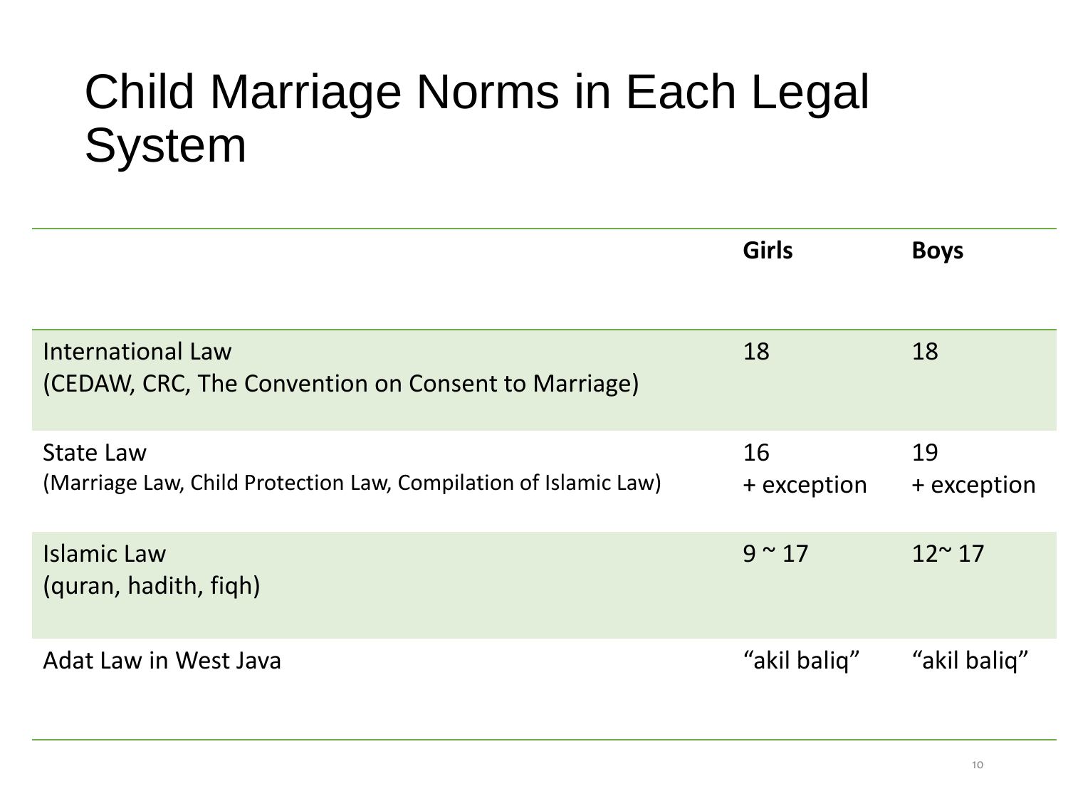# Child Marriage Norms in Each Legal System

| | Girls | Boys |
|---|---|---|
| International Law<br>(CEDAW, CRC, The Convention on Consent to Marriage) | 18 | 18 |
| State Law<br>(Marriage Law, Child Protection Law, Compilation of Islamic Law) | 16<br>+ exception | 19<br>+ exception |
| Islamic Law<br>(quran, hadith, fiqh) | 9 ~ 17 | 12~ 17 |
| Adat Law in West Java | "akil baliq" | "akil baliq" |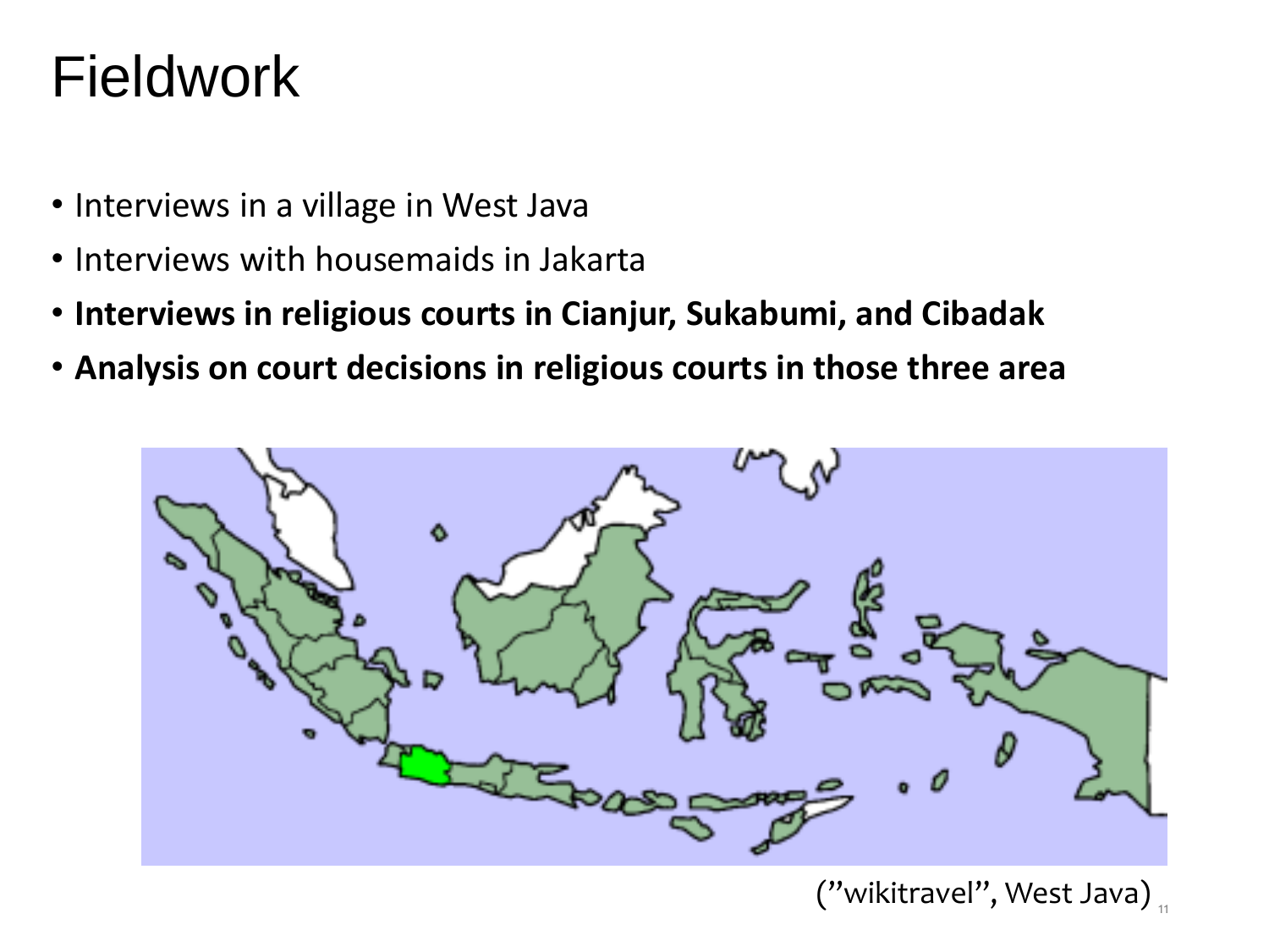# Fieldwork

- Interviews in a village in West Java
- Interviews with housemaids in Jakarta
- **Interviews in religious courts in Cianjur, Sukabumi, and Cibadak**
- **Analysis on court decisions in religious courts in those three area**

(”wikitravel”, West Java)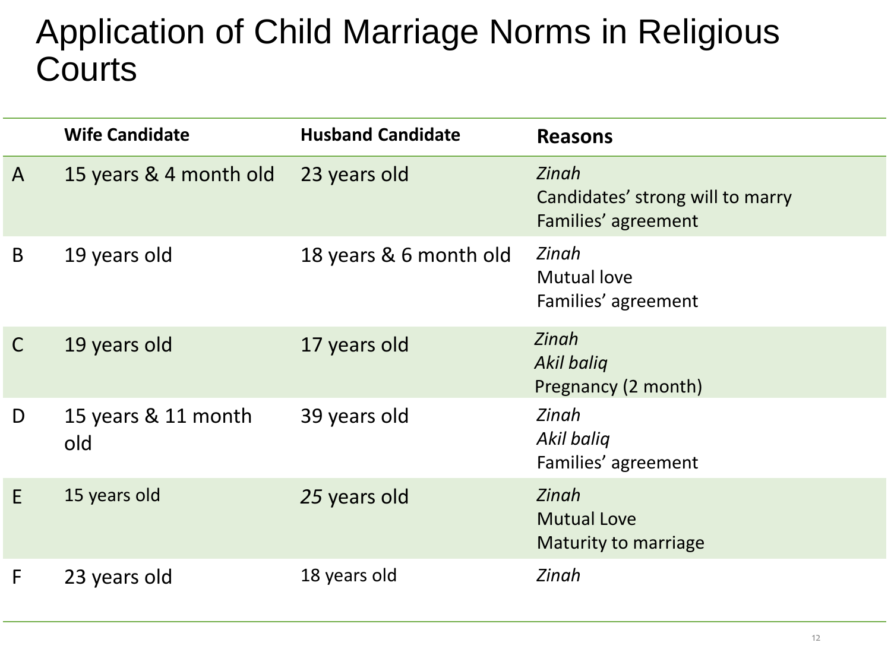# Application of Child Marriage Norms in Religious Courts

| | Wife Candidate | Husband Candidate | Reasons |
|---|---|---|---|
| A | 15 years & 4 month old | 23 years old | *Zinah*<br>Candidates' strong will to marry<br>Families' agreement |
| B | 19 years old | 18 years & 6 month old | *Zinah*<br>Mutual love<br>Families' agreement |
| C | 19 years old | 17 years old | *Zinah*<br>*Akil baliq*<br>Pregnancy (2 month) |
| D | 15 years & 11 month old | 39 years old | *Zinah*<br>*Akil baliq*<br>Families' agreement |
| E | 15 years old | *25* years old | *Zinah*<br>Mutual Love<br>Maturity to marriage |
| F | 23 years old | 18 years old | *Zinah* |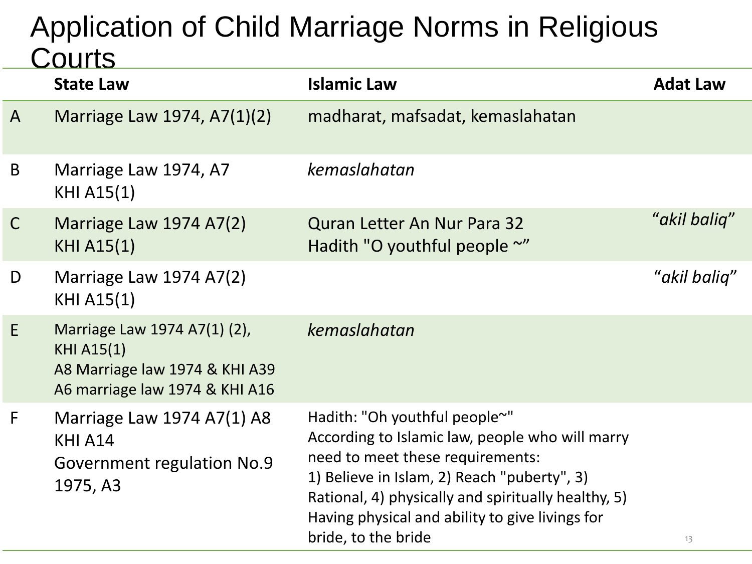# Application of Child Marriage Norms in Religious Courts

| | State Law | Islamic Law | Adat Law |
|---|---|---|---|
| A | Marriage Law 1974, A7(1)(2) | madharat, mafsadat, kemaslahatan | |
| B | Marriage Law 1974, A7<br>KHI A15(1) | *kemaslahatan* | |
| C | Marriage Law 1974 A7(2)<br>KHI A15(1) | Quran Letter An Nur Para 32<br>Hadith "O youthful people ~" | "*akil baliq*" |
| D | Marriage Law 1974 A7(2)<br>KHI A15(1) | | "*akil baliq*" |
| E | Marriage Law 1974 A7(1) (2),<br>KHI A15(1)<br>A8 Marriage law 1974 & KHI A39<br>A6 marriage law 1974 & KHI A16 | *kemaslahatan* | |
| F | Marriage Law 1974 A7(1) A8<br>KHI A14<br>Government regulation No.9 1975, A3 | Hadith: "Oh youthful people~"<br>According to Islamic law, people who will marry need to meet these requirements:<br>1) Believe in Islam, 2) Reach "puberty", 3) Rational, 4) physically and spiritually healthy, 5) Having physical and ability to give livings for bride, to the bride | |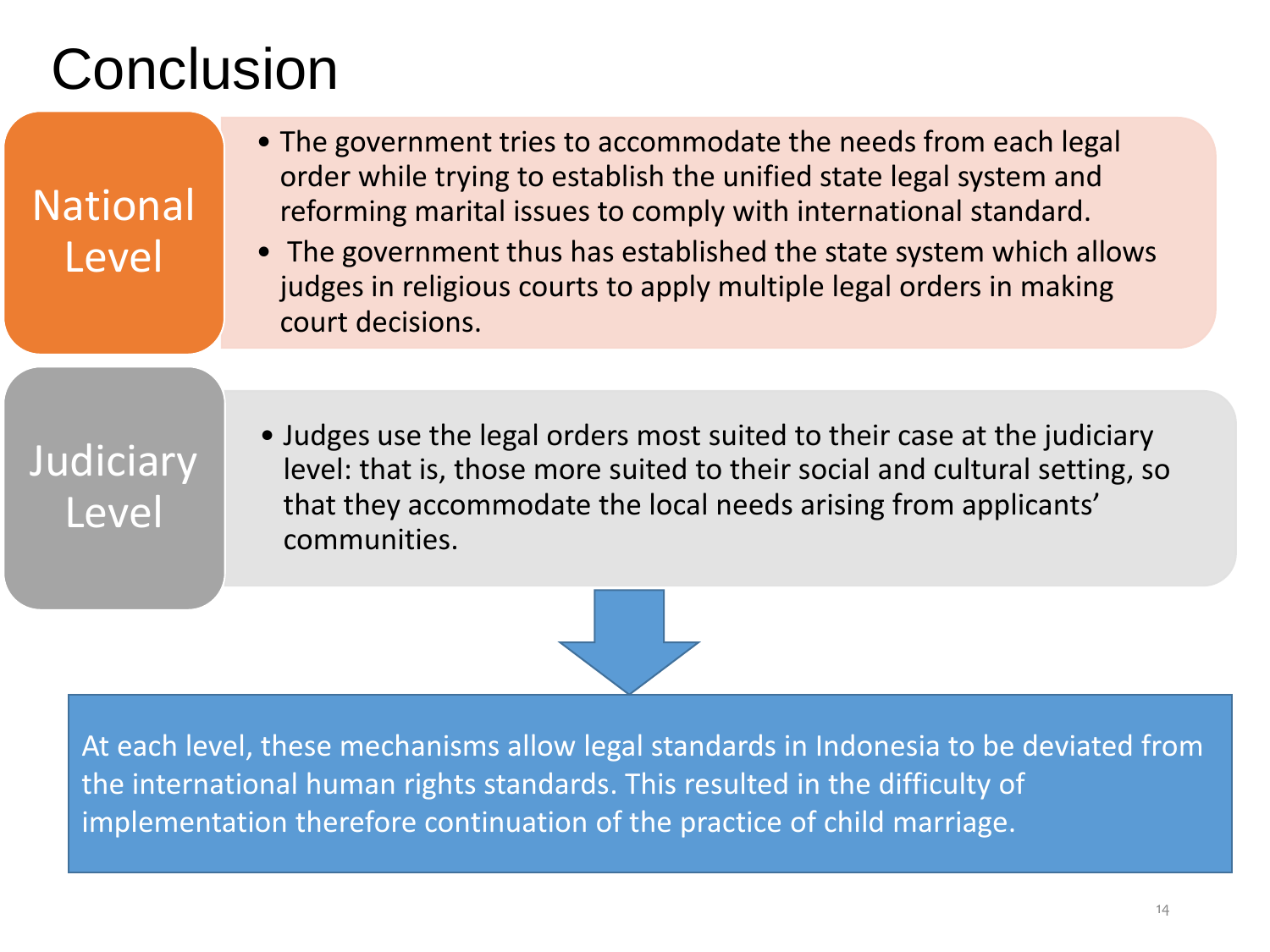# Conclusion

**National Level**

- The government tries to accommodate the needs from each legal order while trying to establish the unified state legal system and reforming marital issues to comply with international standard.
- The government thus has established the state system which allows judges in religious courts to apply multiple legal orders in making court decisions.

**Judiciary Level**

- Judges use the legal orders most suited to their case at the judiciary level: that is, those more suited to their social and cultural setting, so that they accommodate the local needs arising from applicants' communities.

At each level, these mechanisms allow legal standards in Indonesia to be deviated from the international human rights standards. This resulted in the difficulty of implementation therefore continuation of the practice of child marriage.